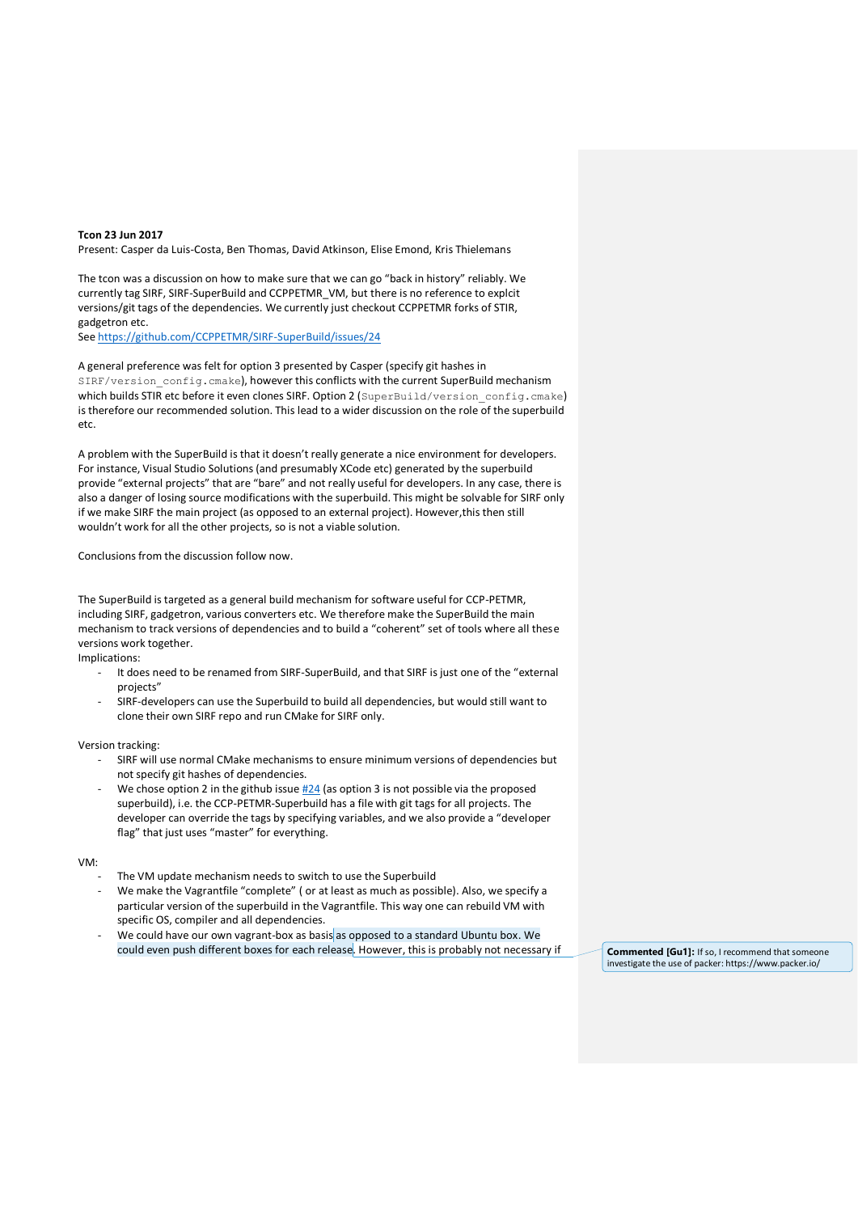**Tcon 23 Jun 2017**
Present: Casper da Luis-Costa, Ben Thomas, David Atkinson, Elise Emond, Kris Thielemans

The tcon was a discussion on how to make sure that we can go "back in history" reliably. We currently tag SIRF, SIRF-SuperBuild and CCPPETMR_VM, but there is no reference to explcit versions/git tags of the dependencies. We currently just checkout CCPPETMR forks of STIR, gadgetron etc.
See https://github.com/CCPPETMR/SIRF-SuperBuild/issues/24

A general preference was felt for option 3 presented by Casper (specify git hashes in `SIRF/version_config.cmake`), however this conflicts with the current SuperBuild mechanism which builds STIR etc before it even clones SIRF. Option 2 (`SuperBuild/version_config.cmake`) is therefore our recommended solution. This lead to a wider discussion on the role of the superbuild etc.

A problem with the SuperBuild is that it doesn't really generate a nice environment for developers. For instance, Visual Studio Solutions (and presumably XCode etc) generated by the superbuild provide "external projects" that are "bare" and not really useful for developers. In any case, there is also a danger of losing source modifications with the superbuild. This might be solvable for SIRF only if we make SIRF the main project (as opposed to an external project). However,this then still wouldn't work for all the other projects, so is not a viable solution.

Conclusions from the discussion follow now.

The SuperBuild is targeted as a general build mechanism for software useful for CCP-PETMR, including SIRF, gadgetron, various converters etc. We therefore make the SuperBuild the main mechanism to track versions of dependencies and to build a "coherent" set of tools where all these versions work together.
Implications:

- It does need to be renamed from SIRF-SuperBuild, and that SIRF is just one of the "external projects"
- SIRF-developers can use the Superbuild to build all dependencies, but would still want to clone their own SIRF repo and run CMake for SIRF only.

Version tracking:

- SIRF will use normal CMake mechanisms to ensure minimum versions of dependencies but not specify git hashes of dependencies.
- We chose option 2 in the github issue #24 (as option 3 is not possible via the proposed superbuild), i.e. the CCP-PETMR-Superbuild has a file with git tags for all projects. The developer can override the tags by specifying variables, and we also provide a "developer flag" that just uses "master" for everything.

VM:

- The VM update mechanism needs to switch to use the Superbuild
- We make the Vagrantfile "complete" ( or at least as much as possible). Also, we specify a particular version of the superbuild in the Vagrantfile. This way one can rebuild VM with specific OS, compiler and all dependencies.
- We could have our own vagrant-box as basis as opposed to a standard Ubuntu box. We could even push different boxes for each release. However, this is probably not necessary if

**Commented [Gu1]:** If so, I recommend that someone investigate the use of packer: https://www.packer.io/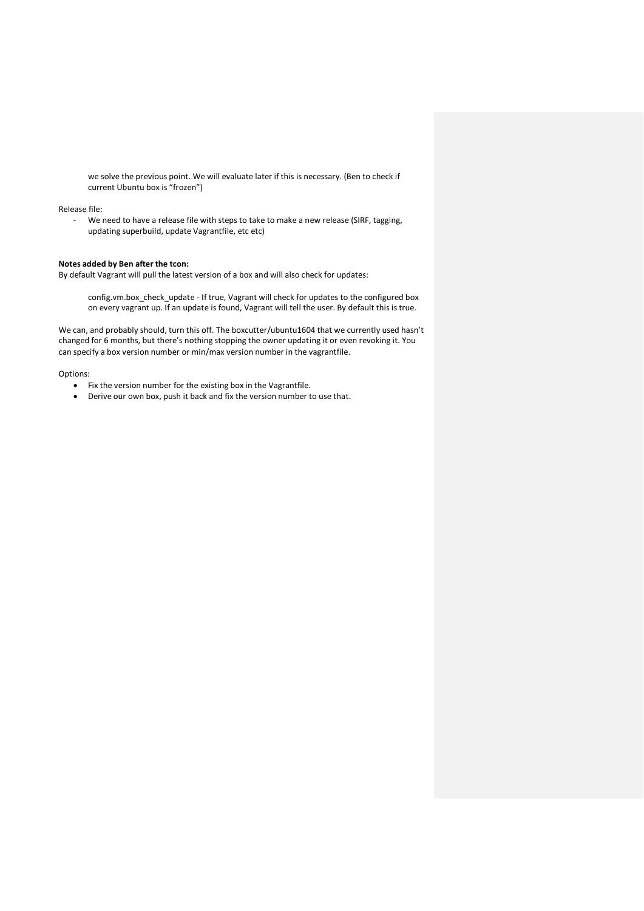we solve the previous point. We will evaluate later if this is necessary. (Ben to check if current Ubuntu box is "frozen")

Release file:

- We need to have a release file with steps to take to make a new release (SIRF, tagging, updating superbuild, update Vagrantfile, etc etc)

**Notes added by Ben after the tcon:**

By default Vagrant will pull the latest version of a box and will also check for updates:

> config.vm.box_check_update - If true, Vagrant will check for updates to the configured box on every vagrant up. If an update is found, Vagrant will tell the user. By default this is true.

We can, and probably should, turn this off. The boxcutter/ubuntu1604 that we currently used hasn't changed for 6 months, but there's nothing stopping the owner updating it or even revoking it. You can specify a box version number or min/max version number in the vagrantfile.

Options:

- Fix the version number for the existing box in the Vagrantfile.
- Derive our own box, push it back and fix the version number to use that.